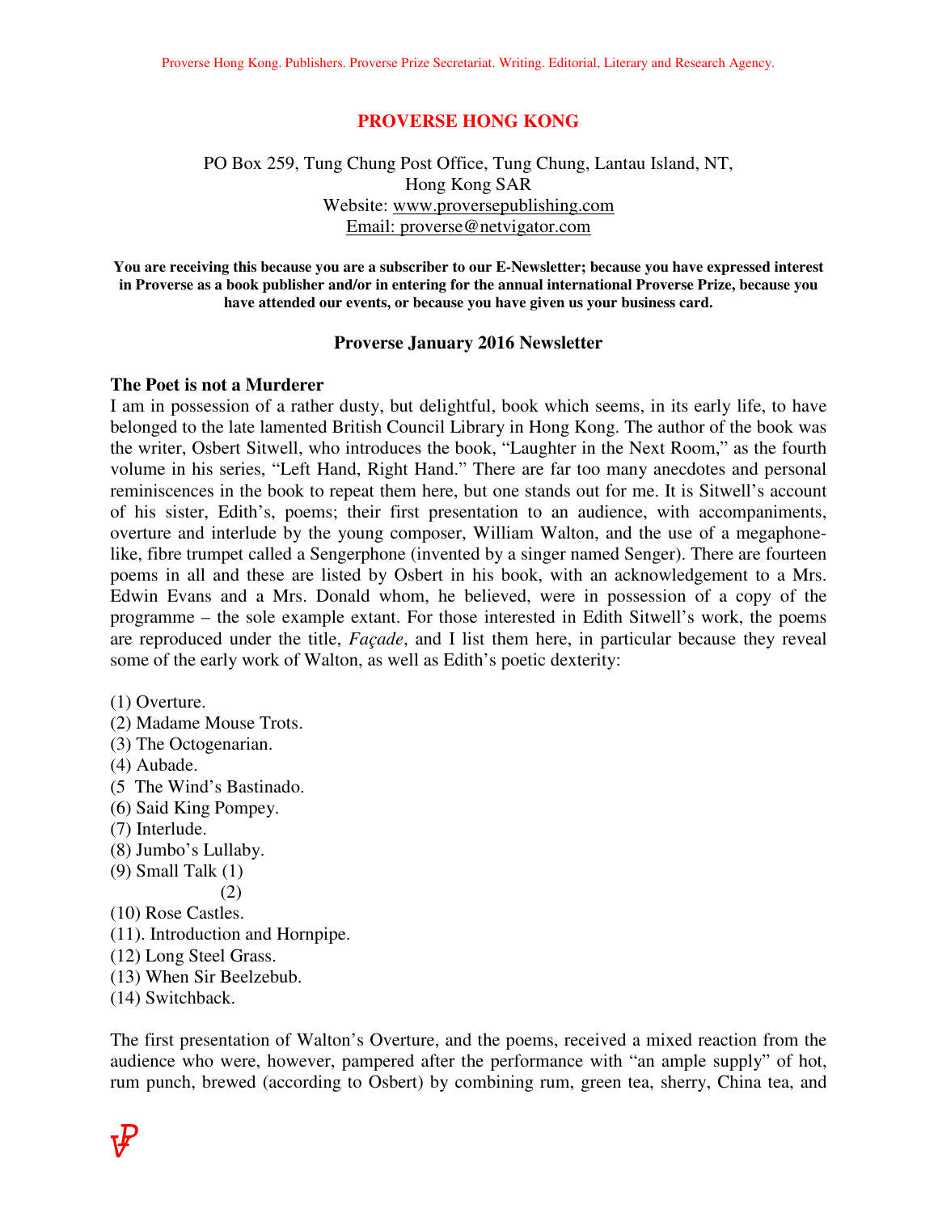Proverse Hong Kong. Publishers. Proverse Prize Secretariat. Writing. Editorial, Literary and Research Agency.

# PROVERSE HONG KONG

PO Box 259, Tung Chung Post Office, Tung Chung, Lantau Island, NT,
Hong Kong SAR
Website: www.proversepublishing.com
Email: proverse@netvigator.com

**You are receiving this because you are a subscriber to our E-Newsletter; because you have expressed interest in Proverse as a book publisher and/or in entering for the annual international Proverse Prize, because you have attended our events, or because you have given us your business card.**

## Proverse January 2016 Newsletter

### The Poet is not a Murderer

I am in possession of a rather dusty, but delightful, book which seems, in its early life, to have belonged to the late lamented British Council Library in Hong Kong. The author of the book was the writer, Osbert Sitwell, who introduces the book, "Laughter in the Next Room," as the fourth volume in his series, "Left Hand, Right Hand." There are far too many anecdotes and personal reminiscences in the book to repeat them here, but one stands out for me. It is Sitwell's account of his sister, Edith's, poems; their first presentation to an audience, with accompaniments, overture and interlude by the young composer, William Walton, and the use of a megaphone-like, fibre trumpet called a Sengerphone (invented by a singer named Senger). There are fourteen poems in all and these are listed by Osbert in his book, with an acknowledgement to a Mrs. Edwin Evans and a Mrs. Donald whom, he believed, were in possession of a copy of the programme – the sole example extant. For those interested in Edith Sitwell's work, the poems are reproduced under the title, *Façade*, and I list them here, in particular because they reveal some of the early work of Walton, as well as Edith's poetic dexterity:

(1) Overture.
(2) Madame Mouse Trots.
(3) The Octogenarian.
(4) Aubade.
(5  The Wind's Bastinado.
(6) Said King Pompey.
(7) Interlude.
(8) Jumbo's Lullaby.
(9) Small Talk (1)
(2)
(10) Rose Castles.
(11). Introduction and Hornpipe.
(12) Long Steel Grass.
(13) When Sir Beelzebub.
(14) Switchback.

The first presentation of Walton's Overture, and the poems, received a mixed reaction from the audience who were, however, pampered after the performance with "an ample supply" of hot, rum punch, brewed (according to Osbert) by combining rum, green tea, sherry, China tea, and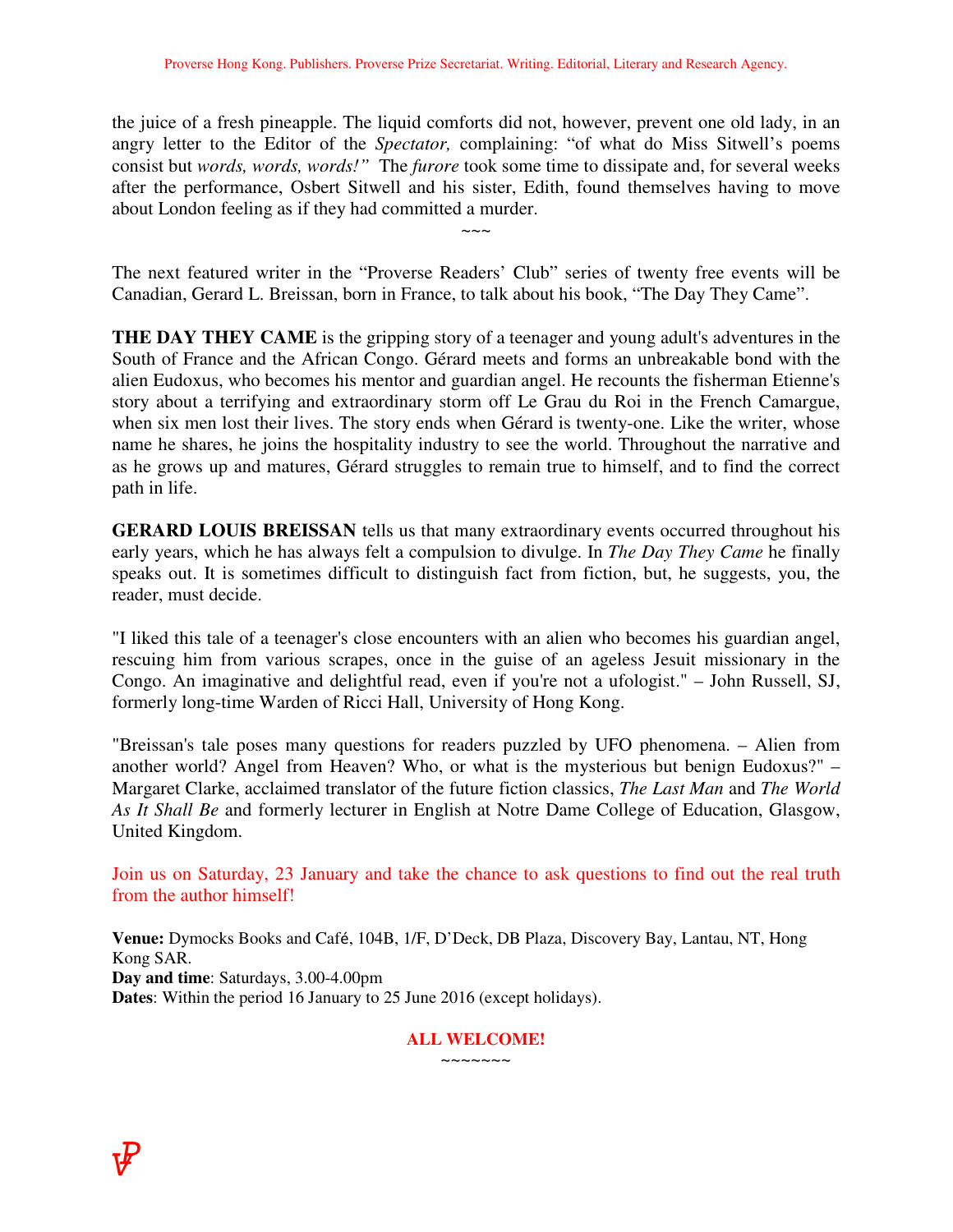the juice of a fresh pineapple. The liquid comforts did not, however, prevent one old lady, in an angry letter to the Editor of the *Spectator,* complaining: "of what do Miss Sitwell's poems consist but *words, words, words!"* The *furore* took some time to dissipate and, for several weeks after the performance, Osbert Sitwell and his sister, Edith, found themselves having to move about London feeling as if they had committed a murder.

~~~

The next featured writer in the "Proverse Readers' Club" series of twenty free events will be Canadian, Gerard L. Breissan, born in France, to talk about his book, "The Day They Came".

**THE DAY THEY CAME** is the gripping story of a teenager and young adult's adventures in the South of France and the African Congo. Gérard meets and forms an unbreakable bond with the alien Eudoxus, who becomes his mentor and guardian angel. He recounts the fisherman Etienne's story about a terrifying and extraordinary storm off Le Grau du Roi in the French Camargue, when six men lost their lives. The story ends when Gérard is twenty-one. Like the writer, whose name he shares, he joins the hospitality industry to see the world. Throughout the narrative and as he grows up and matures, Gérard struggles to remain true to himself, and to find the correct path in life.

**GERARD LOUIS BREISSAN** tells us that many extraordinary events occurred throughout his early years, which he has always felt a compulsion to divulge. In *The Day They Came* he finally speaks out. It is sometimes difficult to distinguish fact from fiction, but, he suggests, you, the reader, must decide.

"I liked this tale of a teenager's close encounters with an alien who becomes his guardian angel, rescuing him from various scrapes, once in the guise of an ageless Jesuit missionary in the Congo. An imaginative and delightful read, even if you're not a ufologist." – John Russell, SJ, formerly long-time Warden of Ricci Hall, University of Hong Kong.

"Breissan's tale poses many questions for readers puzzled by UFO phenomena. – Alien from another world? Angel from Heaven? Who, or what is the mysterious but benign Eudoxus?" – Margaret Clarke, acclaimed translator of the future fiction classics, *The Last Man* and *The World As It Shall Be* and formerly lecturer in English at Notre Dame College of Education, Glasgow, United Kingdom.

Join us on Saturday, 23 January and take the chance to ask questions to find out the real truth from the author himself!

**Venue:** Dymocks Books and Café, 104B, 1/F, D'Deck, DB Plaza, Discovery Bay, Lantau, NT, Hong Kong SAR.
**Day and time**: Saturdays, 3.00-4.00pm
**Dates**: Within the period 16 January to 25 June 2016 (except holidays).

**ALL WELCOME!**

~~~~~~~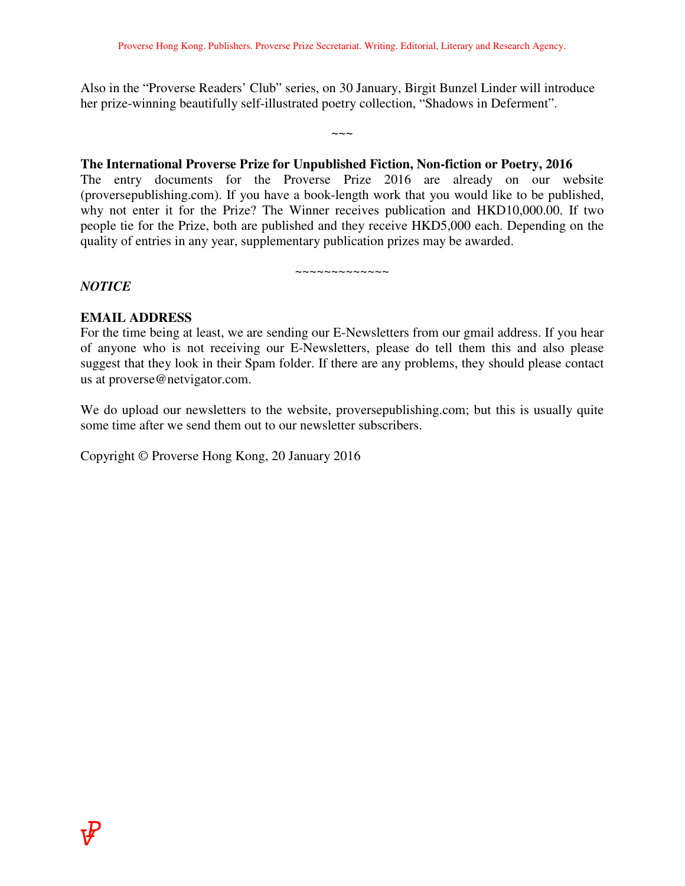Also in the “Proverse Readers’ Club” series, on 30 January, Birgit Bunzel Linder will introduce her prize-winning beautifully self-illustrated poetry collection, “Shadows in Deferment”.

~~~

**The International Proverse Prize for Unpublished Fiction, Non-fiction or Poetry, 2016**

The entry documents for the Proverse Prize 2016 are already on our website (proversepublishing.com). If you have a book-length work that you would like to be published, why not enter it for the Prize? The Winner receives publication and HKD10,000.00. If two people tie for the Prize, both are published and they receive HKD5,000 each. Depending on the quality of entries in any year, supplementary publication prizes may be awarded.

~~~~~~~~~~~~~

***NOTICE***

**EMAIL ADDRESS**

For the time being at least, we are sending our E-Newsletters from our gmail address. If you hear of anyone who is not receiving our E-Newsletters, please do tell them this and also please suggest that they look in their Spam folder. If there are any problems, they should please contact us at proverse@netvigator.com.

We do upload our newsletters to the website, proversepublishing.com; but this is usually quite some time after we send them out to our newsletter subscribers.

Copyright © Proverse Hong Kong, 20 January 2016